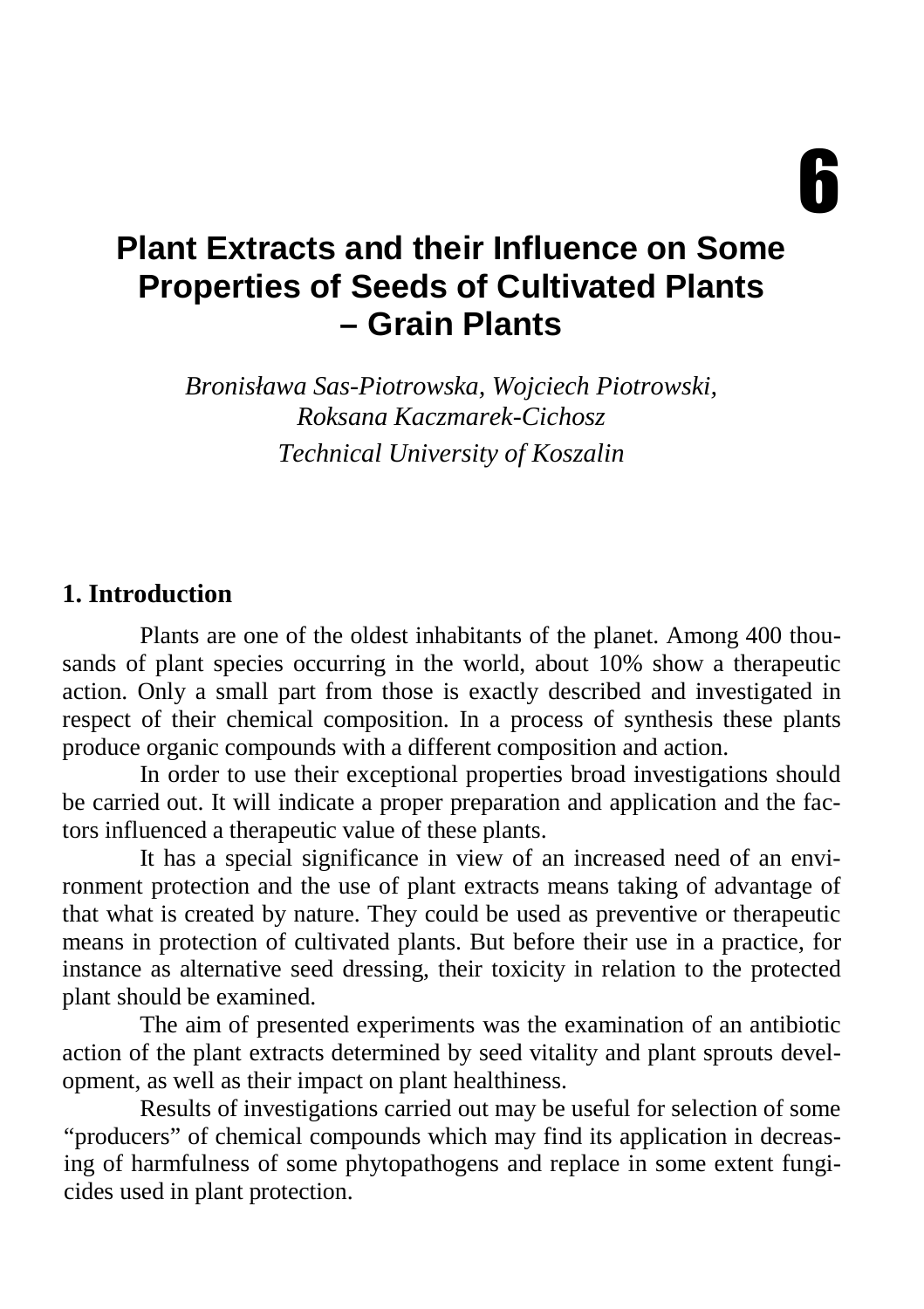6

# Plant Extracts and their Influence on Some Properties of Seeds of Cultivated Plants – Grain Plants

*Bronisława Sas-Piotrowska, Wojciech Piotrowski, Roksana Kaczmarek-Cichosz*
*Technical University of Koszalin*

## 1. Introduction

Plants are one of the oldest inhabitants of the planet. Among 400 thousands of plant species occurring in the world, about 10% show a therapeutic action. Only a small part from those is exactly described and investigated in respect of their chemical composition. In a process of synthesis these plants produce organic compounds with a different composition and action.

In order to use their exceptional properties broad investigations should be carried out. It will indicate a proper preparation and application and the factors influenced a therapeutic value of these plants.

It has a special significance in view of an increased need of an environment protection and the use of plant extracts means taking of advantage of that what is created by nature. They could be used as preventive or therapeutic means in protection of cultivated plants. But before their use in a practice, for instance as alternative seed dressing, their toxicity in relation to the protected plant should be examined.

The aim of presented experiments was the examination of an antibiotic action of the plant extracts determined by seed vitality and plant sprouts development, as well as their impact on plant healthiness.

Results of investigations carried out may be useful for selection of some "producers" of chemical compounds which may find its application in decreasing of harmfulness of some phytopathogens and replace in some extent fungicides used in plant protection.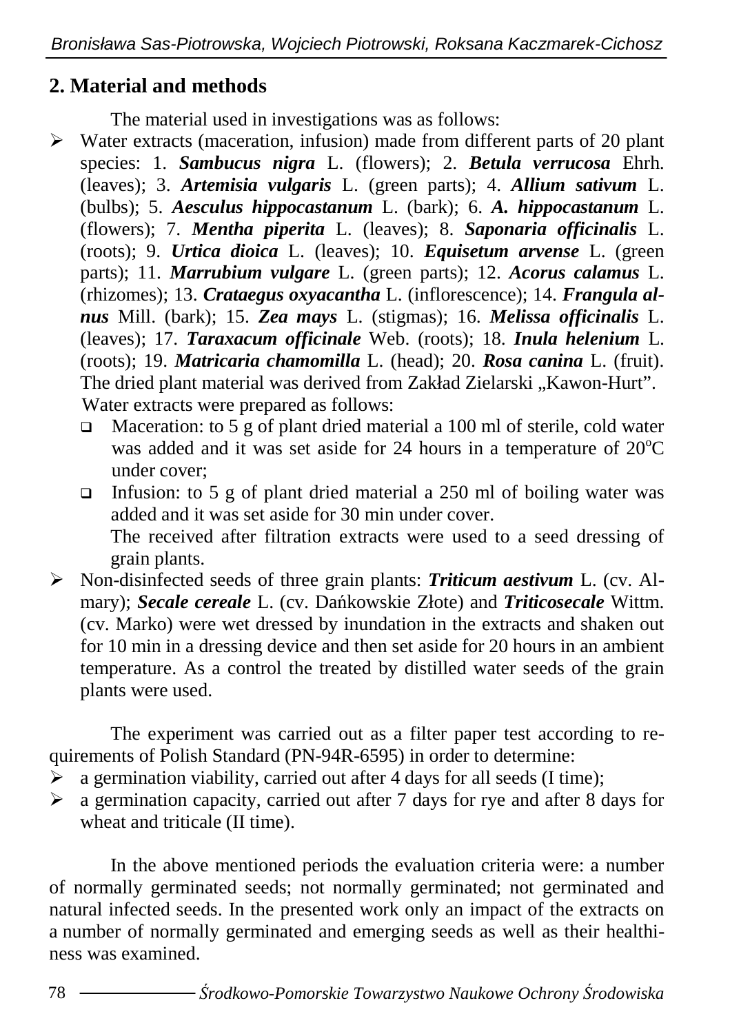## 2. Material and methods

The material used in investigations was as follows:

- Water extracts (maceration, infusion) made from different parts of 20 plant species: 1. ***Sambucus nigra*** L. (flowers); 2. ***Betula verrucosa*** Ehrh. (leaves); 3. ***Artemisia vulgaris*** L. (green parts); 4. ***Allium sativum*** L. (bulbs); 5. ***Aesculus hippocastanum*** L. (bark); 6. ***A. hippocastanum*** L. (flowers); 7. ***Mentha piperita*** L. (leaves); 8. ***Saponaria officinalis*** L. (roots); 9. ***Urtica dioica*** L. (leaves); 10. ***Equisetum arvense*** L. (green parts); 11. ***Marrubium vulgare*** L. (green parts); 12. ***Acorus calamus*** L. (rhizomes); 13. ***Crataegus oxyacantha*** L. (inflorescence); 14. ***Frangula alnus*** Mill. (bark); 15. ***Zea mays*** L. (stigmas); 16. ***Melissa officinalis*** L. (leaves); 17. ***Taraxacum officinale*** Web. (roots); 18. ***Inula helenium*** L. (roots); 19. ***Matricaria chamomilla*** L. (head); 20. ***Rosa canina*** L. (fruit). The dried plant material was derived from Zakład Zielarski „Kawon-Hurt".
  Water extracts were prepared as follows:
  - Maceration: to 5 g of plant dried material a 100 ml of sterile, cold water was added and it was set aside for 24 hours in a temperature of 20°C under cover;
  - Infusion: to 5 g of plant dried material a 250 ml of boiling water was added and it was set aside for 30 min under cover.
    The received after filtration extracts were used to a seed dressing of grain plants.
- Non-disinfected seeds of three grain plants: ***Triticum aestivum*** L. (cv. Almary); ***Secale cereale*** L. (cv. Dańkowskie Złote) and ***Triticosecale*** Wittm. (cv. Marko) were wet dressed by inundation in the extracts and shaken out for 10 min in a dressing device and then set aside for 20 hours in an ambient temperature. As a control the treated by distilled water seeds of the grain plants were used.

The experiment was carried out as a filter paper test according to requirements of Polish Standard (PN-94R-6595) in order to determine:

- a germination viability, carried out after 4 days for all seeds (I time);
- a germination capacity, carried out after 7 days for rye and after 8 days for wheat and triticale (II time).

In the above mentioned periods the evaluation criteria were: a number of normally germinated seeds; not normally germinated; not germinated and natural infected seeds. In the presented work only an impact of the extracts on a number of normally germinated and emerging seeds as well as their healthiness was examined.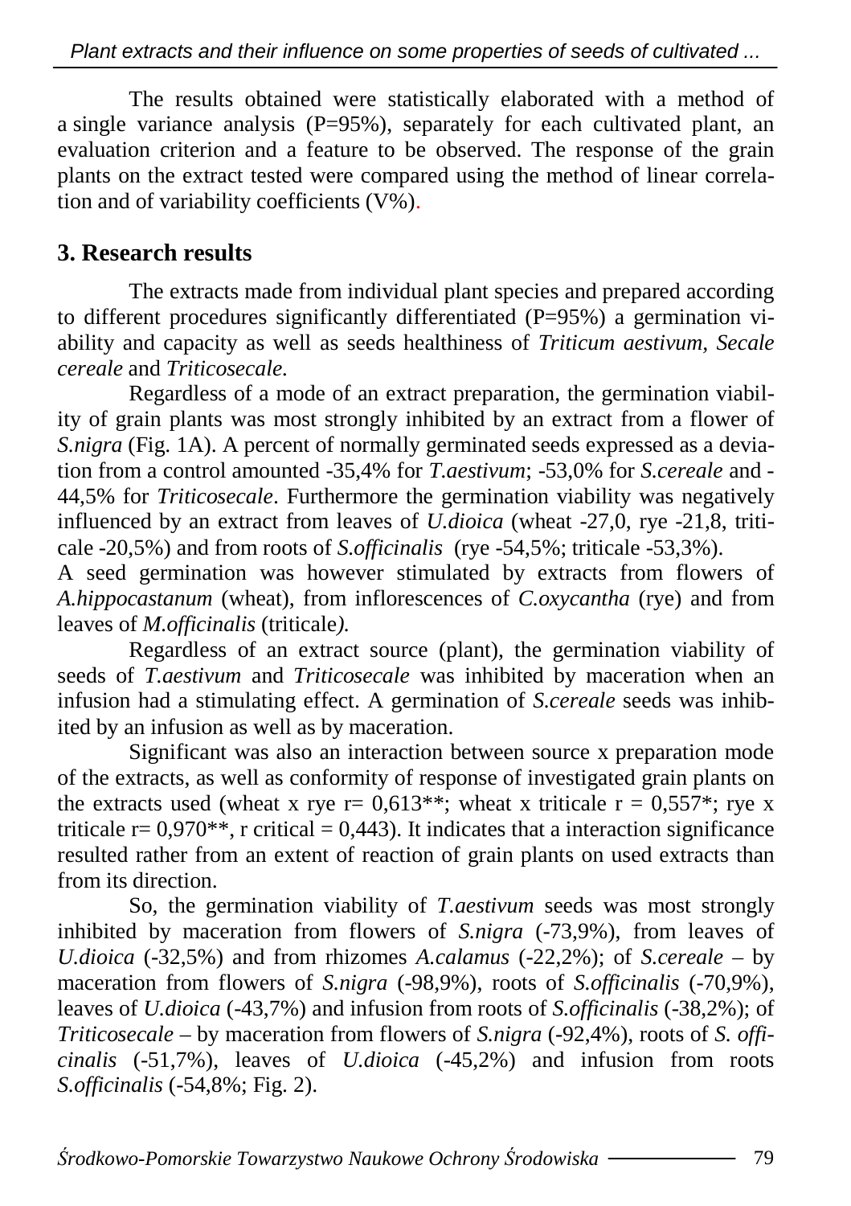The results obtained were statistically elaborated with a method of a single variance analysis (P=95%), separately for each cultivated plant, an evaluation criterion and a feature to be observed. The response of the grain plants on the extract tested were compared using the method of linear correlation and of variability coefficients (V%).

## 3. Research results

The extracts made from individual plant species and prepared according to different procedures significantly differentiated (P=95%) a germination viability and capacity as well as seeds healthiness of *Triticum aestivum, Secale cereale* and *Triticosecale.*

Regardless of a mode of an extract preparation, the germination viability of grain plants was most strongly inhibited by an extract from a flower of *S.nigra* (Fig. 1A). A percent of normally germinated seeds expressed as a deviation from a control amounted -35,4% for *T.aestivum*; -53,0% for *S.cereale* and -44,5% for *Triticosecale*. Furthermore the germination viability was negatively influenced by an extract from leaves of *U.dioica* (wheat -27,0, rye -21,8, triticale -20,5%) and from roots of *S.officinalis* (rye -54,5%; triticale -53,3%).
A seed germination was however stimulated by extracts from flowers of *A.hippocastanum* (wheat), from inflorescences of *C.oxycantha* (rye) and from leaves of *M.officinalis* (triticale*).*

Regardless of an extract source (plant), the germination viability of seeds of *T.aestivum* and *Triticosecale* was inhibited by maceration when an infusion had a stimulating effect. A germination of *S.cereale* seeds was inhibited by an infusion as well as by maceration.

Significant was also an interaction between source x preparation mode of the extracts, as well as conformity of response of investigated grain plants on the extracts used (wheat x rye r= 0,613**; wheat x triticale r = 0,557*; rye x triticale r= 0,970**, r critical = 0,443). It indicates that a interaction significance resulted rather from an extent of reaction of grain plants on used extracts than from its direction.

So, the germination viability of *T.aestivum* seeds was most strongly inhibited by maceration from flowers of *S.nigra* (-73,9%), from leaves of *U.dioica* (-32,5%) and from rhizomes *A.calamus* (-22,2%); of *S.cereale* – by maceration from flowers of *S.nigra* (-98,9%), roots of *S.officinalis* (-70,9%), leaves of *U.dioica* (-43,7%) and infusion from roots of *S.officinalis* (-38,2%); of *Triticosecale* – by maceration from flowers of *S.nigra* (-92,4%), roots of *S. officinalis* (-51,7%), leaves of *U.dioica* (-45,2%) and infusion from roots *S.officinalis* (-54,8%; Fig. 2).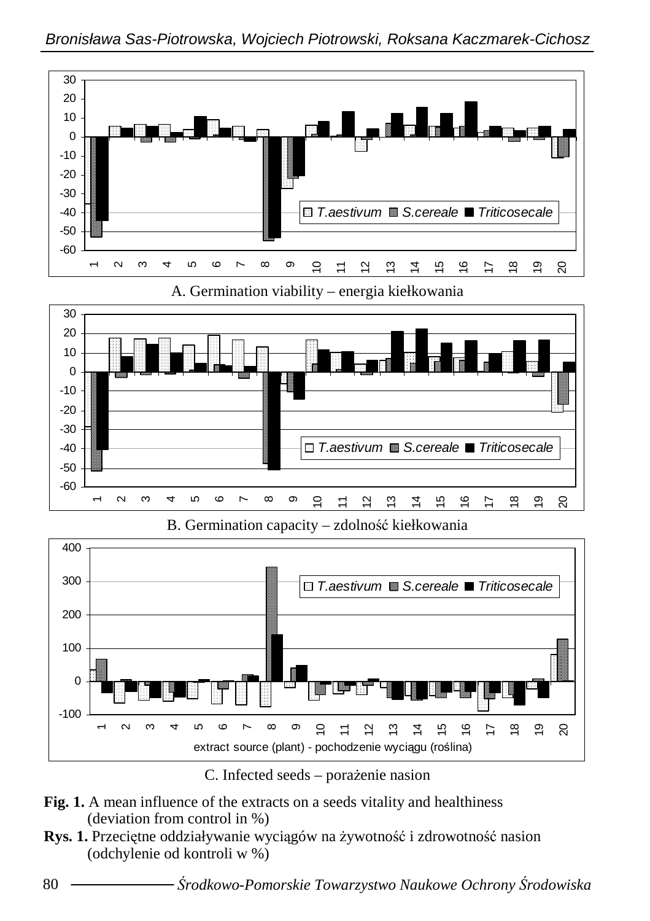A. Germination viability – energia kiełkowania

B. Germination capacity – zdolność kiełkowania

C. Infected seeds – porażenie nasion

**Fig. 1.** A mean influence of the extracts on a seeds vitality and healthiness (deviation from control in %)

**Rys. 1.** Przeciętne oddziaływanie wyciągów na żywotność i zdrowotność nasion (odchylenie od kontroli w %)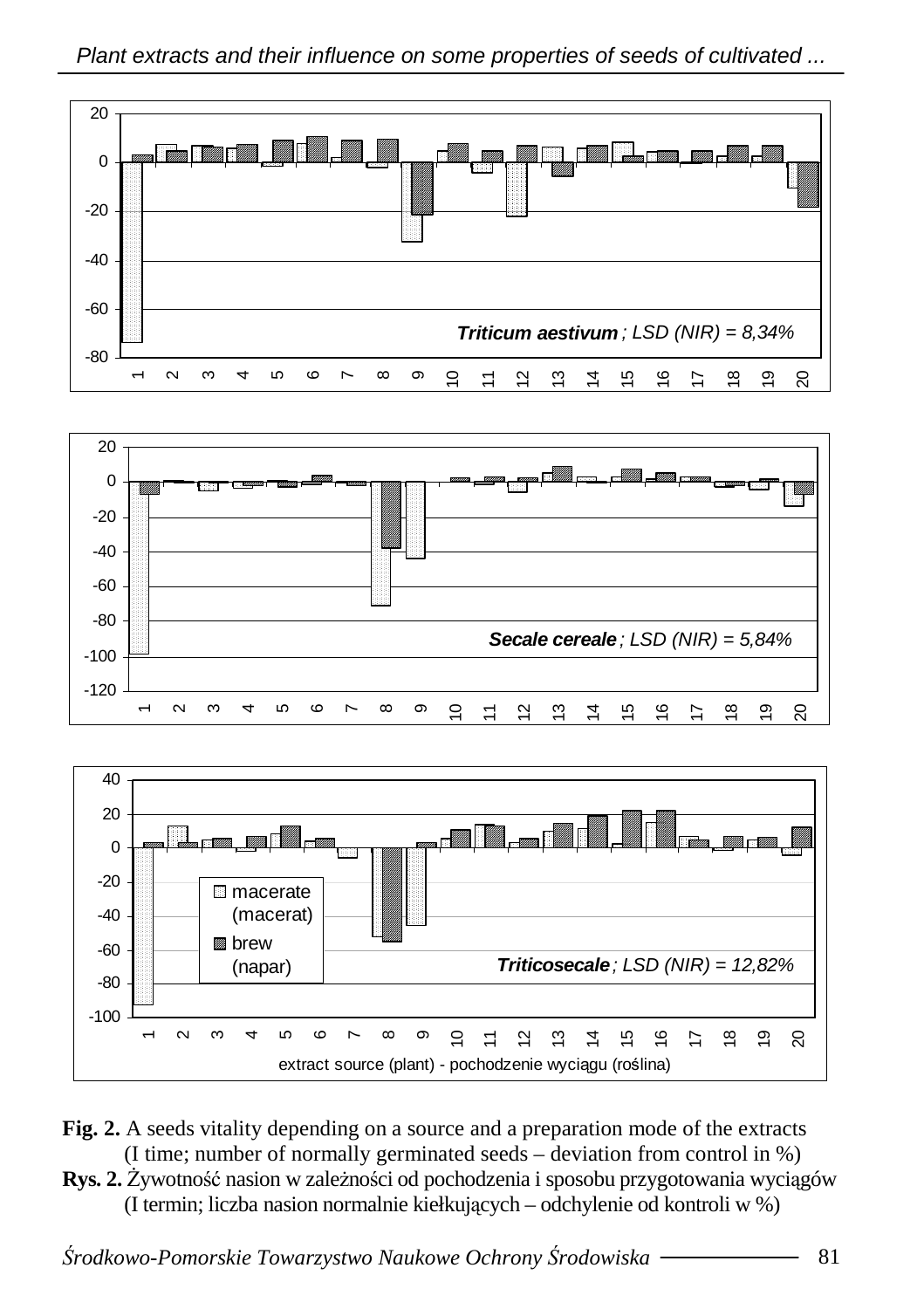**Fig. 2.** A seeds vitality depending on a source and a preparation mode of the extracts (I time; number of normally germinated seeds – deviation from control in %)

**Rys. 2.** Żywotność nasion w zależności od pochodzenia i sposobu przygotowania wyciągów (I termin; liczba nasion normalnie kiełkujących – odchylenie od kontroli w %)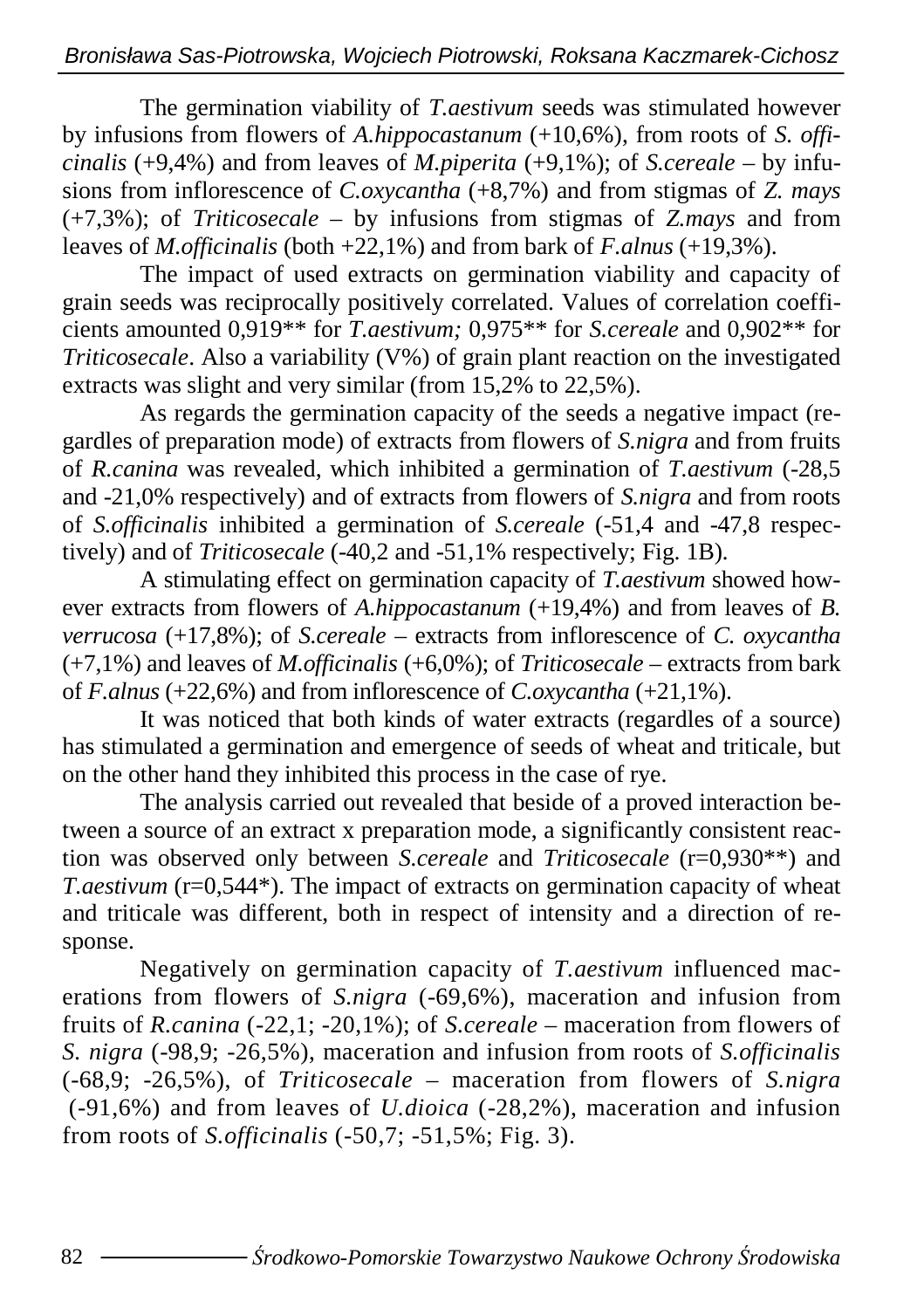The germination viability of *T.aestivum* seeds was stimulated however by infusions from flowers of *A.hippocastanum* (+10,6%), from roots of *S. officinalis* (+9,4%) and from leaves of *M.piperita* (+9,1%); of *S.cereale* – by infusions from inflorescence of *C.oxycantha* (+8,7%) and from stigmas of *Z. mays* (+7,3%); of *Triticosecale* – by infusions from stigmas of *Z.mays* and from leaves of *M.officinalis* (both +22,1%) and from bark of *F.alnus* (+19,3%).

The impact of used extracts on germination viability and capacity of grain seeds was reciprocally positively correlated. Values of correlation coefficients amounted 0,919** for *T.aestivum;* 0,975** for *S.cereale* and 0,902** for *Triticosecale*. Also a variability (V%) of grain plant reaction on the investigated extracts was slight and very similar (from 15,2% to 22,5%).

As regards the germination capacity of the seeds a negative impact (regardles of preparation mode) of extracts from flowers of *S.nigra* and from fruits of *R.canina* was revealed, which inhibited a germination of *T.aestivum* (-28,5 and -21,0% respectively) and of extracts from flowers of *S.nigra* and from roots of *S.officinalis* inhibited a germination of *S.cereale* (-51,4 and -47,8 respectively) and of *Triticosecale* (-40,2 and -51,1% respectively; Fig. 1B).

A stimulating effect on germination capacity of *T.aestivum* showed however extracts from flowers of *A.hippocastanum* (+19,4%) and from leaves of *B. verrucosa* (+17,8%); of *S.cereale* – extracts from inflorescence of *C. oxycantha* (+7,1%) and leaves of *M.officinalis* (+6,0%); of *Triticosecale* – extracts from bark of *F.alnus* (+22,6%) and from inflorescence of *C.oxycantha* (+21,1%).

It was noticed that both kinds of water extracts (regardles of a source) has stimulated a germination and emergence of seeds of wheat and triticale, but on the other hand they inhibited this process in the case of rye.

The analysis carried out revealed that beside of a proved interaction between a source of an extract x preparation mode, a significantly consistent reaction was observed only between *S.cereale* and *Triticosecale* (r=0,930**) and *T.aestivum* (r=0,544*). The impact of extracts on germination capacity of wheat and triticale was different, both in respect of intensity and a direction of response.

Negatively on germination capacity of *T.aestivum* influenced macerations from flowers of *S.nigra* (-69,6%), maceration and infusion from fruits of *R.canina* (-22,1; -20,1%); of *S.cereale* – maceration from flowers of *S. nigra* (-98,9; -26,5%), maceration and infusion from roots of *S.officinalis* (-68,9; -26,5%), of *Triticosecale* – maceration from flowers of *S.nigra* (-91,6%) and from leaves of *U.dioica* (-28,2%), maceration and infusion from roots of *S.officinalis* (-50,7; -51,5%; Fig. 3).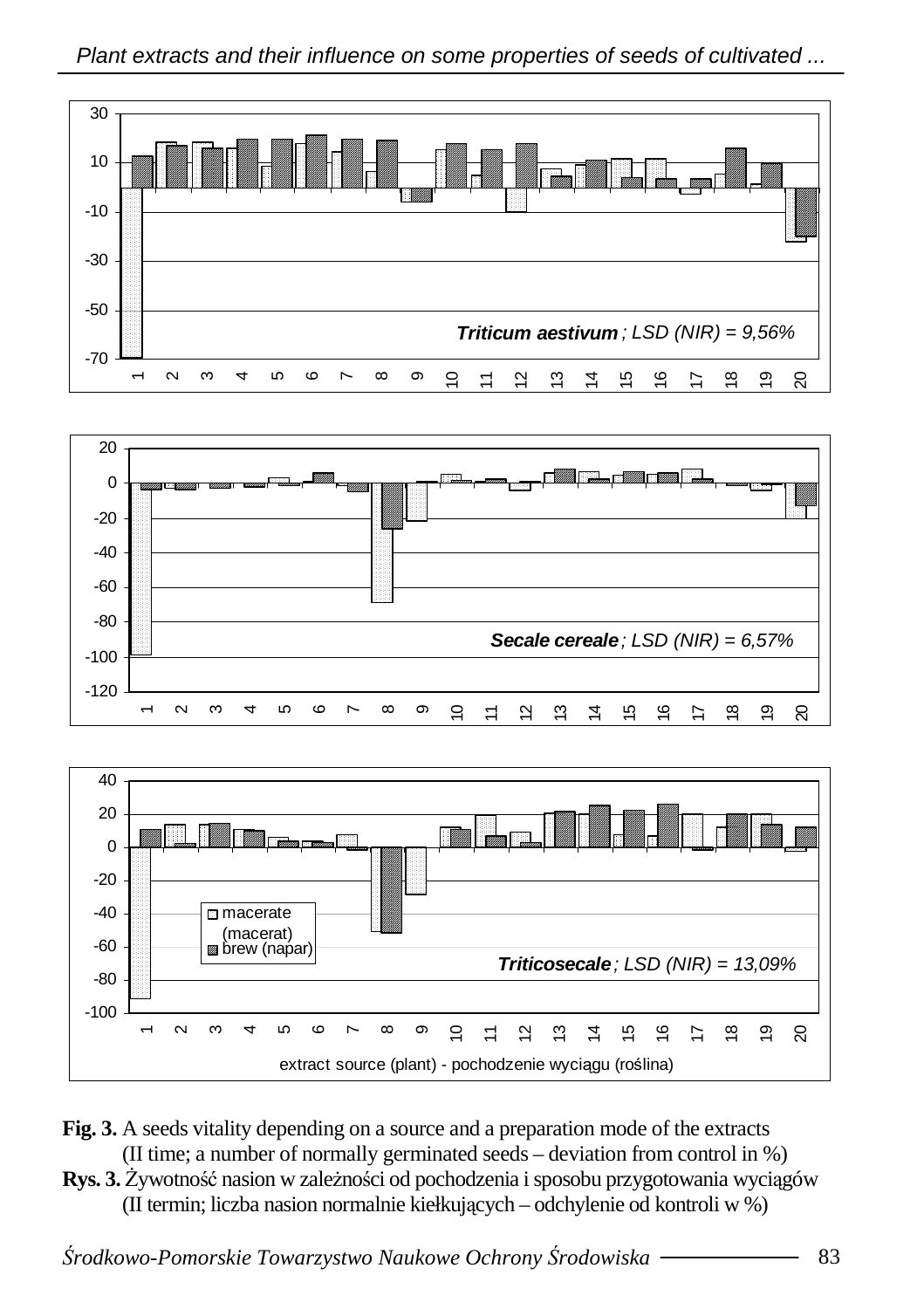**Fig. 3.** A seeds vitality depending on a source and a preparation mode of the extracts (II time; a number of normally germinated seeds – deviation from control in %)

**Rys. 3.** Żywotność nasion w zależności od pochodzenia i sposobu przygotowania wyciągów (II termin; liczba nasion normalnie kiełkujących – odchylenie od kontroli w %)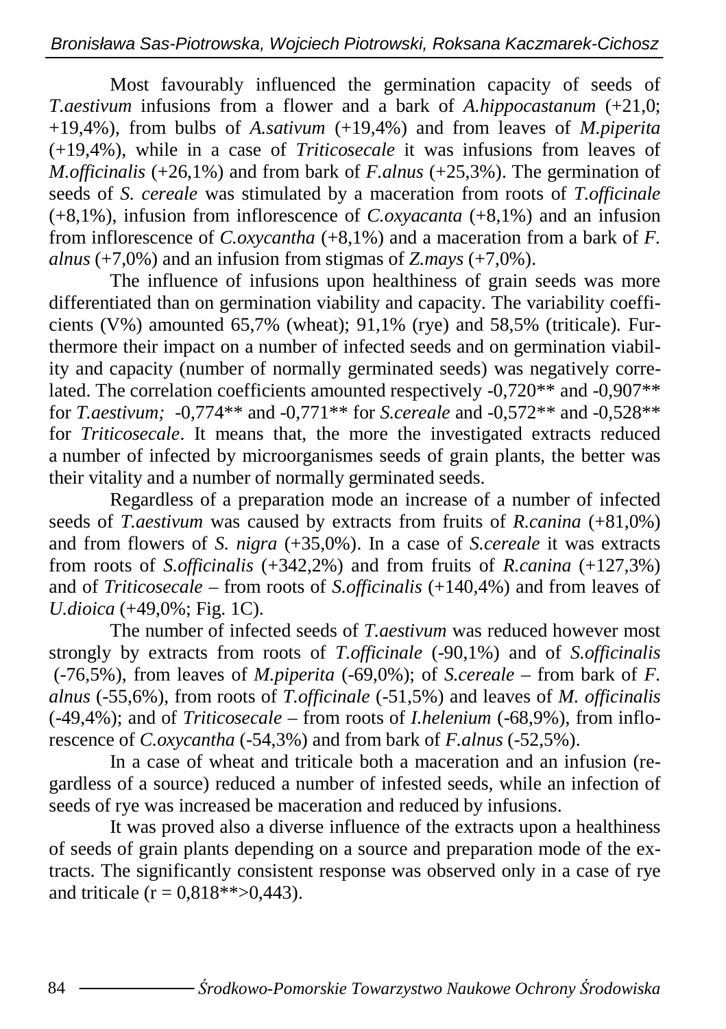Most favourably influenced the germination capacity of seeds of *T.aestivum* infusions from a flower and a bark of *A.hippocastanum* (+21,0; +19,4%), from bulbs of *A.sativum* (+19,4%) and from leaves of *M.piperita* (+19,4%), while in a case of *Triticosecale* it was infusions from leaves of *M.officinalis* (+26,1%) and from bark of *F.alnus* (+25,3%). The germination of seeds of *S. cereale* was stimulated by a maceration from roots of *T.officinale* (+8,1%), infusion from inflorescence of *C.oxyacanta* (+8,1%) and an infusion from inflorescence of *C.oxycantha* (+8,1%) and a maceration from a bark of *F. alnus* (+7,0%) and an infusion from stigmas of *Z.mays* (+7,0%).

The influence of infusions upon healthiness of grain seeds was more differentiated than on germination viability and capacity. The variability coefficients (V%) amounted 65,7% (wheat); 91,1% (rye) and 58,5% (triticale). Furthermore their impact on a number of infected seeds and on germination viability and capacity (number of normally germinated seeds) was negatively correlated. The correlation coefficients amounted respectively -0,720** and -0,907** for *T.aestivum;* -0,774** and -0,771** for *S.cereale* and -0,572** and -0,528** for *Triticosecale*. It means that, the more the investigated extracts reduced a number of infected by microorganismes seeds of grain plants, the better was their vitality and a number of normally germinated seeds.

Regardless of a preparation mode an increase of a number of infected seeds of *T.aestivum* was caused by extracts from fruits of *R.canina* (+81,0%) and from flowers of *S. nigra* (+35,0%). In a case of *S.cereale* it was extracts from roots of *S.officinalis* (+342,2%) and from fruits of *R.canina* (+127,3%) and of *Triticosecale* – from roots of *S.officinalis* (+140,4%) and from leaves of *U.dioica* (+49,0%; Fig. 1C).

The number of infected seeds of *T.aestivum* was reduced however most strongly by extracts from roots of *T.officinale* (-90,1%) and of *S.officinalis* (-76,5%), from leaves of *M.piperita* (-69,0%); of *S.cereale* – from bark of *F. alnus* (-55,6%), from roots of *T.officinale* (-51,5%) and leaves of *M. officinalis* (-49,4%); and of *Triticosecale* – from roots of *I.helenium* (-68,9%), from inflorescence of *C.oxycantha* (-54,3%) and from bark of *F.alnus* (-52,5%).

In a case of wheat and triticale both a maceration and an infusion (regardless of a source) reduced a number of infested seeds, while an infection of seeds of rye was increased be maceration and reduced by infusions.

It was proved also a diverse influence of the extracts upon a healthiness of seeds of grain plants depending on a source and preparation mode of the extracts. The significantly consistent response was observed only in a case of rye and triticale (r = 0,818**>0,443).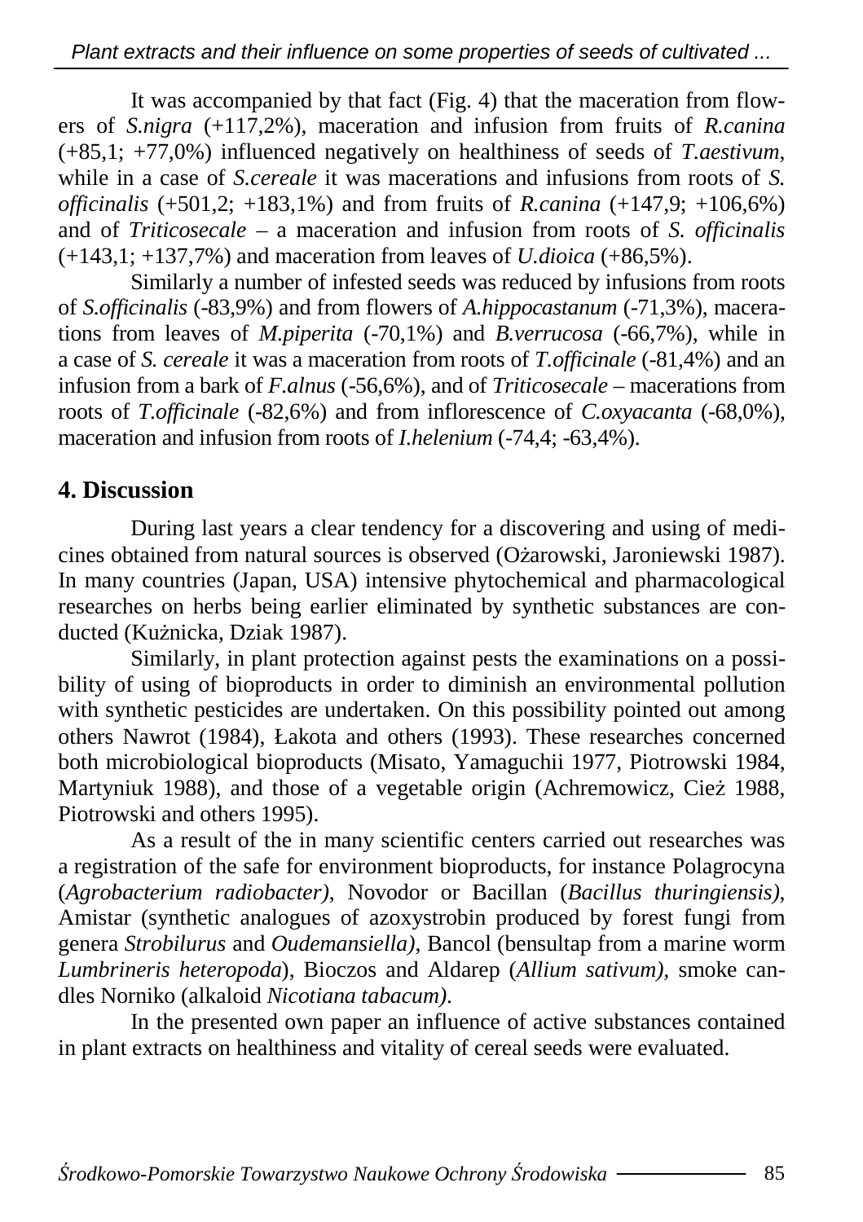It was accompanied by that fact (Fig. 4) that the maceration from flowers of *S.nigra* (+117,2%), maceration and infusion from fruits of *R.canina* (+85,1; +77,0%) influenced negatively on healthiness of seeds of *T.aestivum*, while in a case of *S.cereale* it was macerations and infusions from roots of *S. officinalis* (+501,2; +183,1%) and from fruits of *R.canina* (+147,9; +106,6%) and of *Triticosecale* – a maceration and infusion from roots of *S. officinalis* (+143,1; +137,7%) and maceration from leaves of *U.dioica* (+86,5%).

Similarly a number of infested seeds was reduced by infusions from roots of *S.officinalis* (-83,9%) and from flowers of *A.hippocastanum* (-71,3%), macerations from leaves of *M.piperita* (-70,1%) and *B.verrucosa* (-66,7%), while in a case of *S. cereale* it was a maceration from roots of *T.officinale* (-81,4%) and an infusion from a bark of *F.alnus* (-56,6%), and of *Triticosecale* – macerations from roots of *T.officinale* (-82,6%) and from inflorescence of *C.oxyacanta* (-68,0%), maceration and infusion from roots of *I.helenium* (-74,4; -63,4%).

## 4. Discussion

During last years a clear tendency for a discovering and using of medicines obtained from natural sources is observed (Ożarowski, Jaroniewski 1987). In many countries (Japan, USA) intensive phytochemical and pharmacological researches on herbs being earlier eliminated by synthetic substances are conducted (Kużnicka, Dziak 1987).

Similarly, in plant protection against pests the examinations on a possibility of using of bioproducts in order to diminish an environmental pollution with synthetic pesticides are undertaken. On this possibility pointed out among others Nawrot (1984), Łakota and others (1993). These researches concerned both microbiological bioproducts (Misato, Yamaguchii 1977, Piotrowski 1984, Martyniuk 1988), and those of a vegetable origin (Achremowicz, Cież 1988, Piotrowski and others 1995).

As a result of the in many scientific centers carried out researches was a registration of the safe for environment bioproducts, for instance Polagrocyna (*Agrobacterium radiobacter)*, Novodor or Bacillan (*Bacillus thuringiensis)*, Amistar (synthetic analogues of azoxystrobin produced by forest fungi from genera *Strobilurus* and *Oudemansiella)*, Bancol (bensultap from a marine worm *Lumbrineris heteropoda*), Bioczos and Aldarep (*Allium sativum),* smoke candles Norniko (alkaloid *Nicotiana tabacum)*.

In the presented own paper an influence of active substances contained in plant extracts on healthiness and vitality of cereal seeds were evaluated.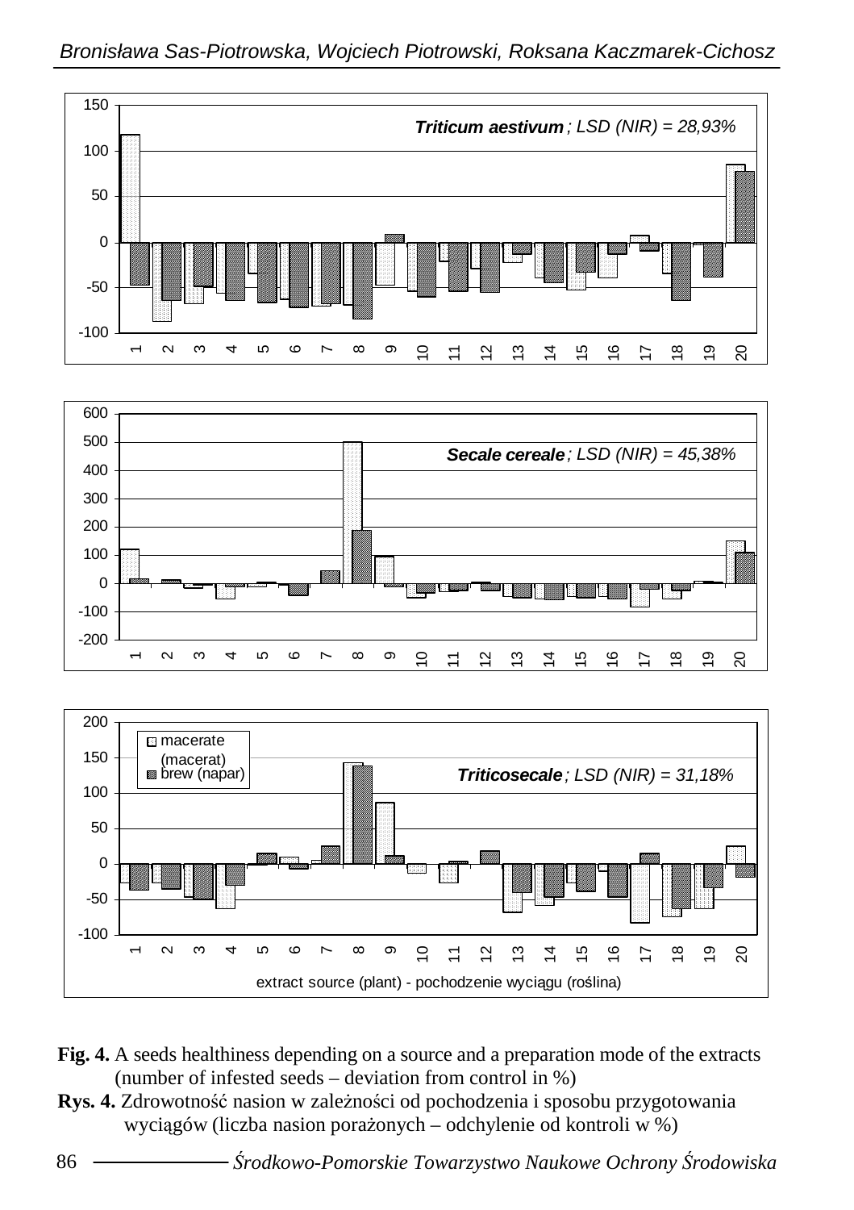**Fig. 4.** A seeds healthiness depending on a source and a preparation mode of the extracts (number of infested seeds – deviation from control in %)

**Rys. 4.** Zdrowotność nasion w zależności od pochodzenia i sposobu przygotowania wyciągów (liczba nasion porażonych – odchylenie od kontroli w %)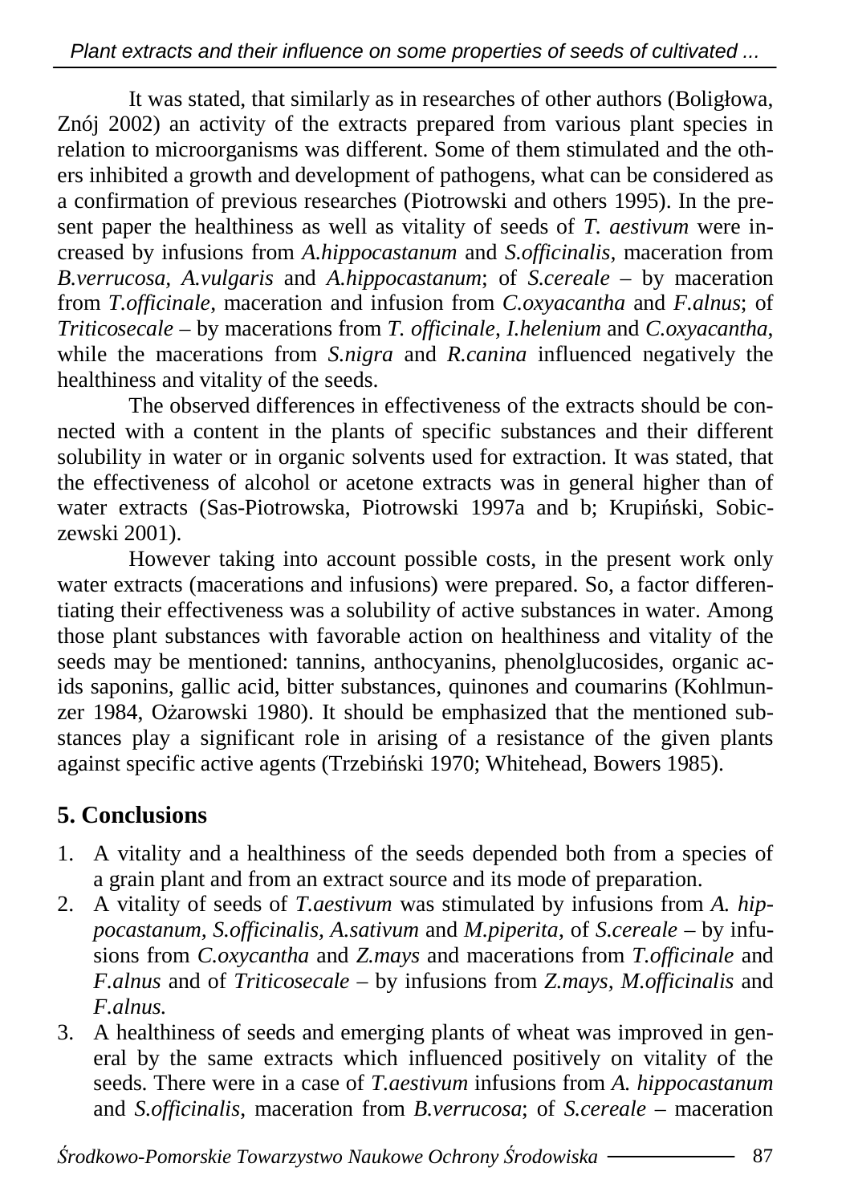It was stated, that similarly as in researches of other authors (Boligłowa, Znój 2002) an activity of the extracts prepared from various plant species in relation to microorganisms was different. Some of them stimulated and the others inhibited a growth and development of pathogens, what can be considered as a confirmation of previous researches (Piotrowski and others 1995). In the present paper the healthiness as well as vitality of seeds of *T. aestivum* were increased by infusions from *A.hippocastanum* and *S.officinalis,* maceration from *B.verrucosa*, *A.vulgaris* and *A.hippocastanum*; of *S.cereale* – by maceration from *T.officinale*, maceration and infusion from *C.oxyacantha* and *F.alnus*; of *Triticosecale* – by macerations from *T. officinale*, *I.helenium* and *C.oxyacantha*, while the macerations from *S.nigra* and *R.canina* influenced negatively the healthiness and vitality of the seeds.

The observed differences in effectiveness of the extracts should be connected with a content in the plants of specific substances and their different solubility in water or in organic solvents used for extraction. It was stated, that the effectiveness of alcohol or acetone extracts was in general higher than of water extracts (Sas-Piotrowska, Piotrowski 1997a and b; Krupiński, Sobiczewski 2001).

However taking into account possible costs, in the present work only water extracts (macerations and infusions) were prepared. So, a factor differentiating their effectiveness was a solubility of active substances in water. Among those plant substances with favorable action on healthiness and vitality of the seeds may be mentioned: tannins, anthocyanins, phenolglucosides, organic acids saponins, gallic acid, bitter substances, quinones and coumarins (Kohlmunzer 1984, Ożarowski 1980). It should be emphasized that the mentioned substances play a significant role in arising of a resistance of the given plants against specific active agents (Trzebiński 1970; Whitehead, Bowers 1985).

## 5. Conclusions

1. A vitality and a healthiness of the seeds depended both from a species of a grain plant and from an extract source and its mode of preparation.
2. A vitality of seeds of *T.aestivum* was stimulated by infusions from *A. hippocastanum*, *S.officinalis, A.sativum* and *M.piperita*, of *S.cereale* – by infusions from *C.oxycantha* and *Z.mays* and macerations from *T.officinale* and *F.alnus* and of *Triticosecale* – by infusions from *Z.mays, M.officinalis* and *F.alnus.*
3. A healthiness of seeds and emerging plants of wheat was improved in general by the same extracts which influenced positively on vitality of the seeds. There were in a case of *T.aestivum* infusions from *A. hippocastanum* and *S.officinalis,* maceration from *B.verrucosa*; of *S.cereale* – maceration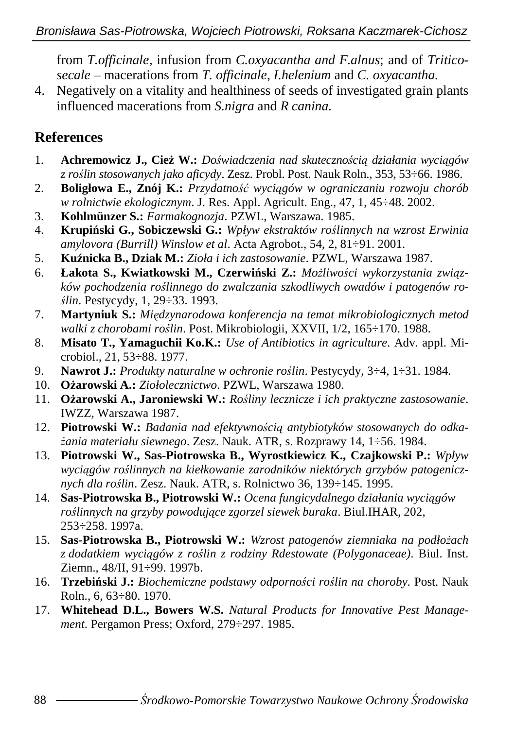from *T.officinale*, infusion from *C.oxyacantha and F.alnus*; and of *Triticosecale* – macerations from *T. officinale*, *I.helenium* and *C. oxyacantha*.

4. Negatively on a vitality and healthiness of seeds of investigated grain plants influenced macerations from *S.nigra* and *R canina*.

## References

1. **Achremowicz J., Cież W.:** *Doświadczenia nad skutecznością działania wyciągów z roślin stosowanych jako aficydy*. Zesz. Probl. Post. Nauk Roln., 353, 53÷66. 1986.
2. **Boligłowa E., Znój K.:** *Przydatność wyciągów w ograniczaniu rozwoju chorób w rolnictwie ekologicznym*. J. Res. Appl. Agricult. Eng., 47, 1, 45÷48. 2002.
3. **Kohlmünzer S.:** *Farmakognozja*. PZWL, Warszawa. 1985.
4. **Krupiński G., Sobiczewski G.:** *Wpływ ekstraktów roślinnych na wzrost Erwinia amylovora (Burrill) Winslow et al*. Acta Agrobot., 54, 2, 81÷91. 2001.
5. **Kuźnicka B., Dziak M.:** *Zioła i ich zastosowanie*. PZWL, Warszawa 1987.
6. **Łakota S., Kwiatkowski M., Czerwiński Z.:** *Możliwości wykorzystania związków pochodzenia roślinnego do zwalczania szkodliwych owadów i patogenów roślin*. Pestycydy, 1, 29÷33. 1993.
7. **Martyniuk S.:** *Międzynarodowa konferencja na temat mikrobiologicznych metod walki z chorobami roślin*. Post. Mikrobiologii, XXVII, 1/2, 165÷170. 1988.
8. **Misato T., Yamaguchii Ko.K.:** *Use of Antibiotics in agriculture*. Adv. appl. Microbiol., 21, 53÷88. 1977.
9. **Nawrot J.:** *Produkty naturalne w ochronie roślin*. Pestycydy, 3÷4, 1÷31. 1984.
10. **Ożarowski A.:** *Ziołolecznictwo*. PZWL, Warszawa 1980.
11. **Ożarowski A., Jaroniewski W.:** *Rośliny lecznicze i ich praktyczne zastosowanie*. IWZZ, Warszawa 1987.
12. **Piotrowski W.:** *Badania nad efektywnością antybiotyków stosowanych do odkażania materiału siewnego*. Zesz. Nauk. ATR, s. Rozprawy 14, 1÷56. 1984.
13. **Piotrowski W., Sas-Piotrowska B., Wyrostkiewicz K., Czajkowski P.:** *Wpływ wyciągów roślinnych na kiełkowanie zarodników niektórych grzybów patogenicznych dla roślin*. Zesz. Nauk. ATR, s. Rolnictwo 36, 139÷145. 1995.
14. **Sas-Piotrowska B., Piotrowski W.:** *Ocena fungicydalnego działania wyciągów roślinnych na grzyby powodujące zgorzel siewek buraka*. Biul.IHAR, 202, 253÷258. 1997a.
15. **Sas-Piotrowska B., Piotrowski W.:** *Wzrost patogenów ziemniaka na podłożach z dodatkiem wyciągów z roślin z rodziny Rdestowate (Polygonaceae)*. Biul. Inst. Ziemn., 48/II, 91÷99. 1997b.
16. **Trzebiński J.:** *Biochemiczne podstawy odporności roślin na choroby*. Post. Nauk Roln., 6, 63÷80. 1970.
17. **Whitehead D.L., Bowers W.S.** *Natural Products for Innovative Pest Management*. Pergamon Press; Oxford, 279÷297. 1985.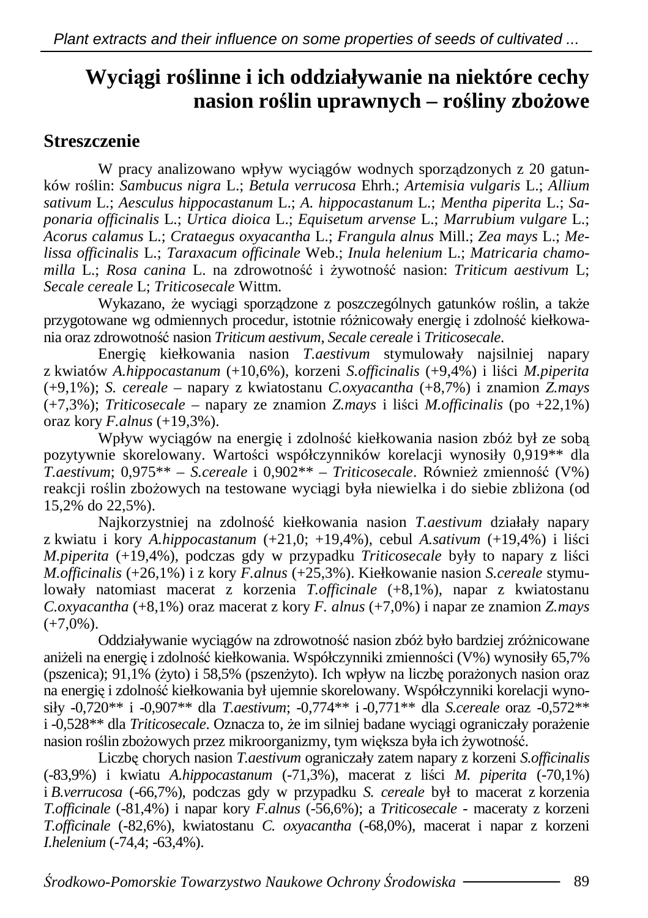# Wyciągi roślinne i ich oddziaływanie na niektóre cechy nasion roślin uprawnych – rośliny zbożowe

## Streszczenie

W pracy analizowano wpływ wyciągów wodnych sporządzonych z 20 gatunków roślin: *Sambucus nigra* L.; *Betula verrucosa* Ehrh.; *Artemisia vulgaris* L.; *Allium sativum* L.; *Aesculus hippocastanum* L.; *A. hippocastanum* L.; *Mentha piperita* L.; *Saponaria officinalis* L.; *Urtica dioica* L.; *Equisetum arvense* L.; *Marrubium vulgare* L.; *Acorus calamus* L.; *Crataegus oxyacantha* L.; *Frangula alnus* Mill.; *Zea mays* L.; *Melissa officinalis* L.; *Taraxacum officinale* Web.; *Inula helenium* L.; *Matricaria chamomilla* L.; *Rosa canina* L. na zdrowotność i żywotność nasion: *Triticum aestivum* L; *Secale cereale* L; *Triticosecale* Wittm.

Wykazano, że wyciągi sporządzone z poszczególnych gatunków roślin, a także przygotowane wg odmiennych procedur, istotnie różnicowały energię i zdolność kiełkowania oraz zdrowotność nasion *Triticum aestivum*, *Secale cereale* i *Triticosecale*.

Energię kiełkowania nasion *T.aestivum* stymulowały najsilniej napary z kwiatów *A.hippocastanum* (+10,6%), korzeni *S.officinalis* (+9,4%) i liści *M.piperita* (+9,1%); *S. cereale* – napary z kwiatostanu *C.oxyacantha* (+8,7%) i znamion *Z.mays* (+7,3%); *Triticosecale* – napary ze znamion *Z.mays* i liści *M.officinalis* (po +22,1%) oraz kory *F.alnus* (+19,3%).

Wpływ wyciągów na energię i zdolność kiełkowania nasion zbóż był ze sobą pozytywnie skorelowany. Wartości współczynników korelacji wynosiły 0,919** dla *T.aestivum*; 0,975** – *S.cereale* i 0,902** – *Triticosecale*. Również zmienność (V%) reakcji roślin zbożowych na testowane wyciągi była niewielka i do siebie zbliżona (od 15,2% do 22,5%).

Najkorzystniej na zdolność kiełkowania nasion *T.aestivum* działały napary z kwiatu i kory *A.hippocastanum* (+21,0; +19,4%), cebul *A.sativum* (+19,4%) i liści *M.piperita* (+19,4%), podczas gdy w przypadku *Triticosecale* były to napary z liści *M.officinalis* (+26,1%) i z kory *F.alnus* (+25,3%). Kiełkowanie nasion *S.cereale* stymulowały natomiast macerat z korzenia *T.officinale* (+8,1%), napar z kwiatostanu *C.oxyacantha* (+8,1%) oraz macerat z kory *F. alnus* (+7,0%) i napar ze znamion *Z.mays* (+7,0%).

Oddziaływanie wyciągów na zdrowotność nasion zbóż było bardziej zróżnicowane aniżeli na energię i zdolność kiełkowania. Współczynniki zmienności (V%) wynosiły 65,7% (pszenica); 91,1% (żyto) i 58,5% (pszenżyto). Ich wpływ na liczbę porażonych nasion oraz na energię i zdolność kiełkowania był ujemnie skorelowany. Współczynniki korelacji wynosiły -0,720** i -0,907** dla *T.aestivum*; -0,774** i -0,771** dla *S.cereale* oraz -0,572** i -0,528** dla *Triticosecale*. Oznacza to, że im silniej badane wyciągi ograniczały porażenie nasion roślin zbożowych przez mikroorganizmy, tym większa była ich żywotność.

Liczbę chorych nasion *T.aestivum* ograniczały zatem napary z korzeni *S.officinalis* (-83,9%) i kwiatu *A.hippocastanum* (-71,3%), macerat z liści *M. piperita* (-70,1%) i *B.verrucosa* (-66,7%), podczas gdy w przypadku *S. cereale* był to macerat z korzenia *T.officinale* (-81,4%) i napar kory *F.alnus* (-56,6%); a *Triticosecale* - maceraty z korzeni *T.officinale* (-82,6%), kwiatostanu *C. oxyacantha* (-68,0%), macerat i napar z korzeni *I.helenium* (-74,4; -63,4%).